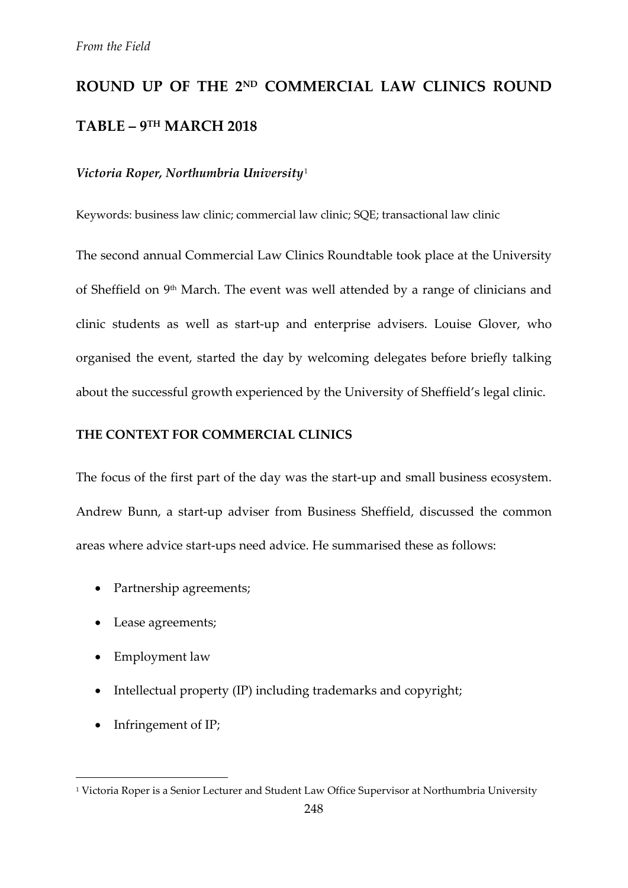*From the Field*

# ROUND UP OF THE 2ND COMMERCIAL LAW CLINICS ROUND TABLE – 9TH MARCH 2018

***Victoria Roper, Northumbria University***[1]

Keywords: business law clinic; commercial law clinic; SQE; transactional law clinic

The second annual Commercial Law Clinics Roundtable took place at the University of Sheffield on 9th March. The event was well attended by a range of clinicians and clinic students as well as start-up and enterprise advisers. Louise Glover, who organised the event, started the day by welcoming delegates before briefly talking about the successful growth experienced by the University of Sheffield's legal clinic.

## THE CONTEXT FOR COMMERCIAL CLINICS

The focus of the first part of the day was the start-up and small business ecosystem. Andrew Bunn, a start-up adviser from Business Sheffield, discussed the common areas where advice start-ups need advice. He summarised these as follows:

- Partnership agreements;
- Lease agreements;
- Employment law
- Intellectual property (IP) including trademarks and copyright;
- Infringement of IP;

[1] Victoria Roper is a Senior Lecturer and Student Law Office Supervisor at Northumbria University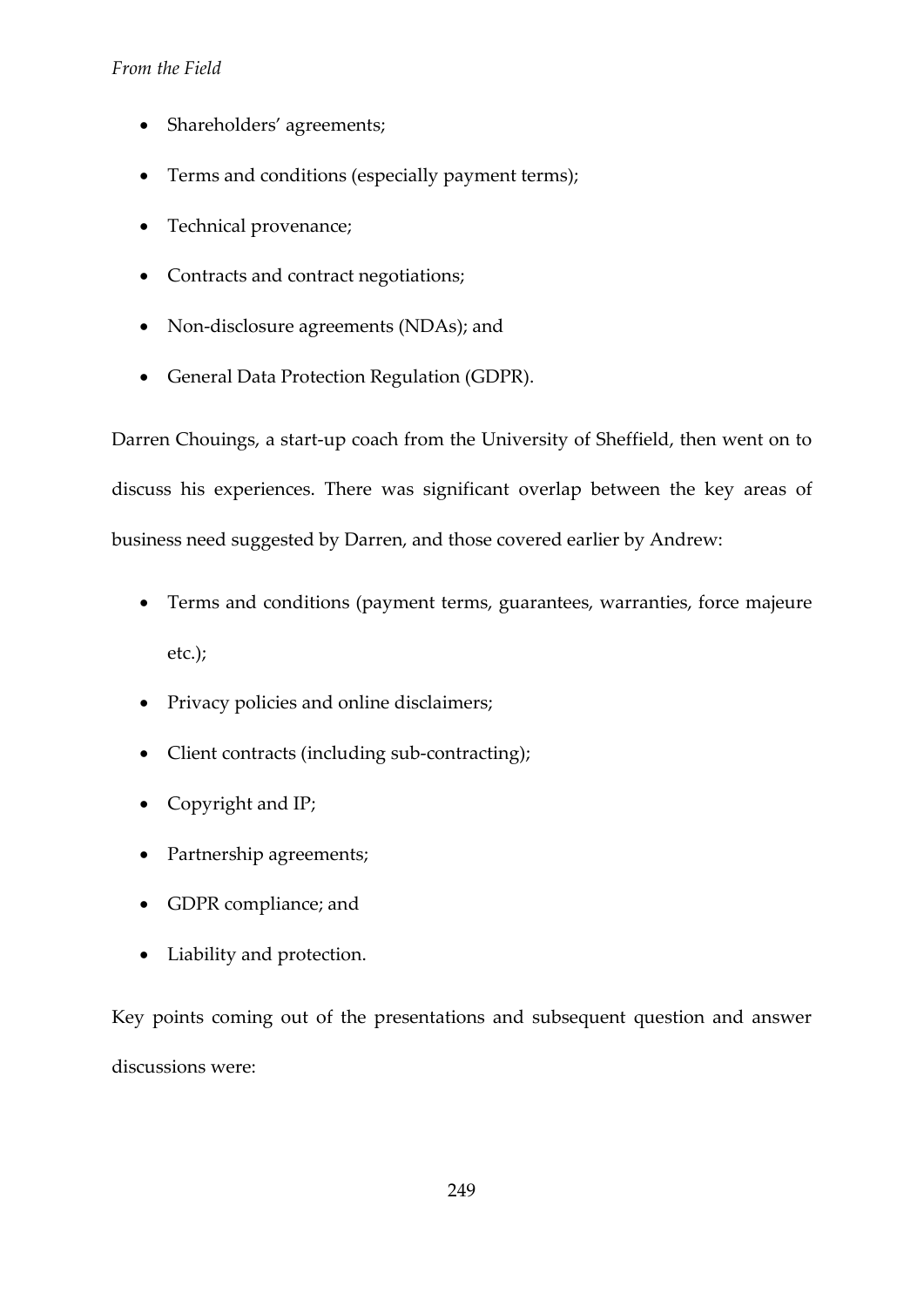- Shareholders' agreements;
- Terms and conditions (especially payment terms);
- Technical provenance;
- Contracts and contract negotiations;
- Non-disclosure agreements (NDAs); and
- General Data Protection Regulation (GDPR).

Darren Chouings, a start-up coach from the University of Sheffield, then went on to discuss his experiences. There was significant overlap between the key areas of business need suggested by Darren, and those covered earlier by Andrew:

- Terms and conditions (payment terms, guarantees, warranties, force majeure etc.);
- Privacy policies and online disclaimers;
- Client contracts (including sub-contracting);
- Copyright and IP;
- Partnership agreements;
- GDPR compliance; and
- Liability and protection.

Key points coming out of the presentations and subsequent question and answer discussions were: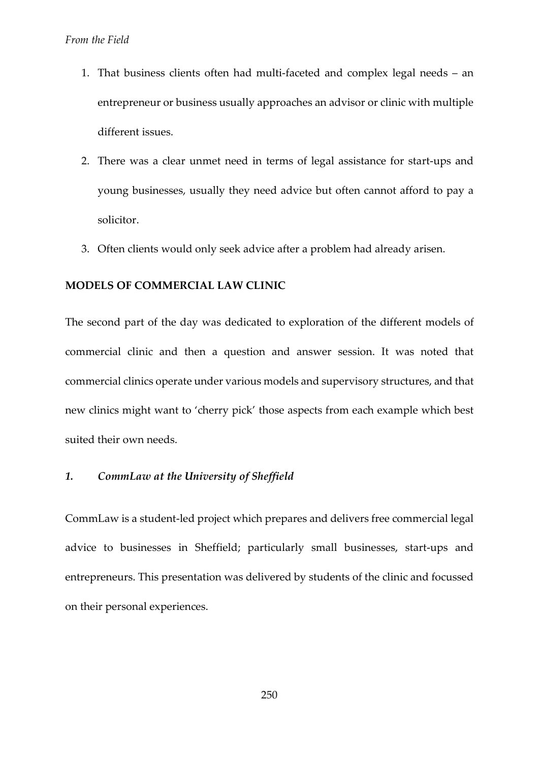1. That business clients often had multi-faceted and complex legal needs – an entrepreneur or business usually approaches an advisor or clinic with multiple different issues.
2. There was a clear unmet need in terms of legal assistance for start-ups and young businesses, usually they need advice but often cannot afford to pay a solicitor.
3. Often clients would only seek advice after a problem had already arisen.

## MODELS OF COMMERCIAL LAW CLINIC

The second part of the day was dedicated to exploration of the different models of commercial clinic and then a question and answer session. It was noted that commercial clinics operate under various models and supervisory structures, and that new clinics might want to 'cherry pick' those aspects from each example which best suited their own needs.

### *1. CommLaw at the University of Sheffield*

CommLaw is a student-led project which prepares and delivers free commercial legal advice to businesses in Sheffield; particularly small businesses, start-ups and entrepreneurs. This presentation was delivered by students of the clinic and focussed on their personal experiences.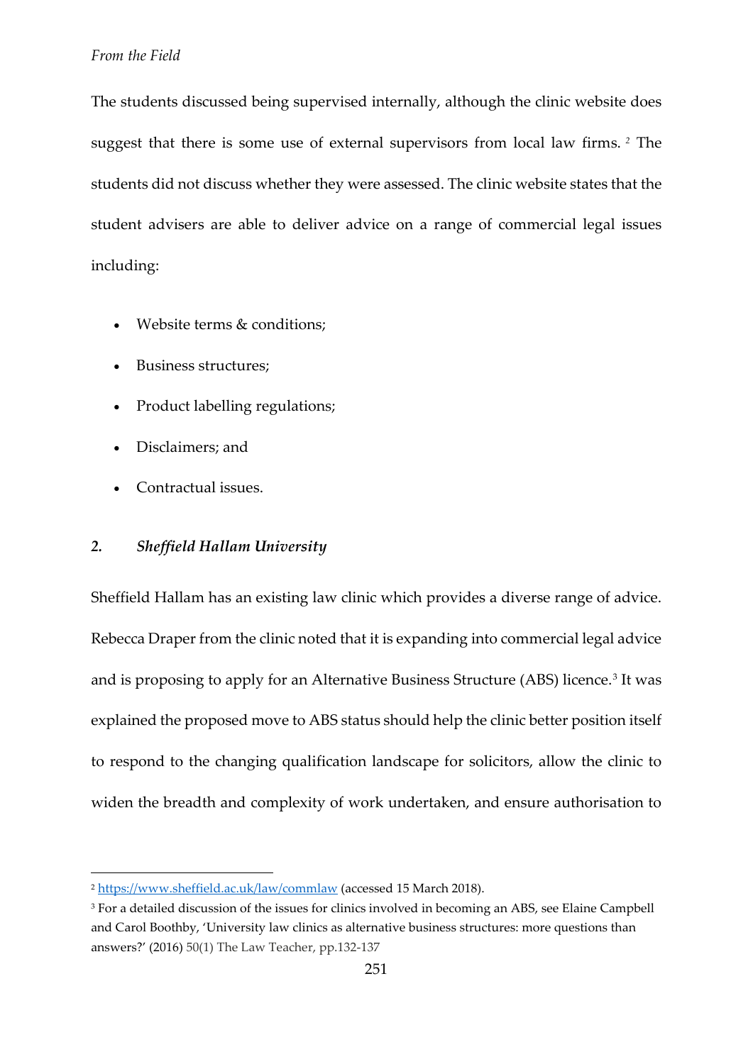The students discussed being supervised internally, although the clinic website does suggest that there is some use of external supervisors from local law firms. [2] The students did not discuss whether they were assessed. The clinic website states that the student advisers are able to deliver advice on a range of commercial legal issues including:

- Website terms & conditions;
- Business structures;
- Product labelling regulations;
- Disclaimers; and
- Contractual issues.

### 2. *Sheffield Hallam University*

Sheffield Hallam has an existing law clinic which provides a diverse range of advice. Rebecca Draper from the clinic noted that it is expanding into commercial legal advice and is proposing to apply for an Alternative Business Structure (ABS) licence.[3] It was explained the proposed move to ABS status should help the clinic better position itself to respond to the changing qualification landscape for solicitors, allow the clinic to widen the breadth and complexity of work undertaken, and ensure authorisation to

---

[2] https://www.sheffield.ac.uk/law/commlaw (accessed 15 March 2018).

[3] For a detailed discussion of the issues for clinics involved in becoming an ABS, see Elaine Campbell and Carol Boothby, 'University law clinics as alternative business structures: more questions than answers?' (2016) 50(1) The Law Teacher, pp.132-137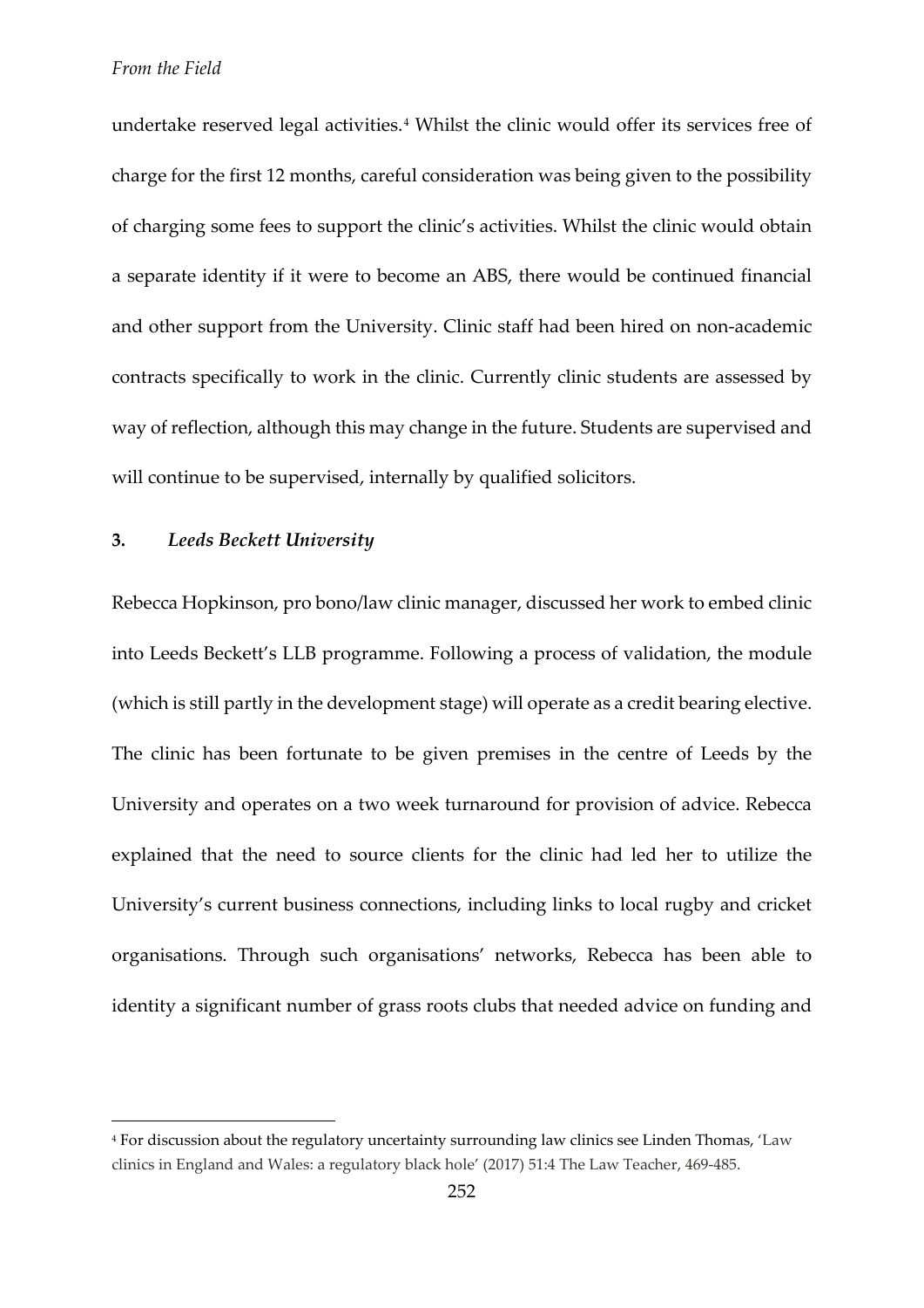undertake reserved legal activities.[4] Whilst the clinic would offer its services free of charge for the first 12 months, careful consideration was being given to the possibility of charging some fees to support the clinic's activities. Whilst the clinic would obtain a separate identity if it were to become an ABS, there would be continued financial and other support from the University. Clinic staff had been hired on non-academic contracts specifically to work in the clinic. Currently clinic students are assessed by way of reflection, although this may change in the future. Students are supervised and will continue to be supervised, internally by qualified solicitors.

### 3. *Leeds Beckett University*

Rebecca Hopkinson, pro bono/law clinic manager, discussed her work to embed clinic into Leeds Beckett's LLB programme. Following a process of validation, the module (which is still partly in the development stage) will operate as a credit bearing elective. The clinic has been fortunate to be given premises in the centre of Leeds by the University and operates on a two week turnaround for provision of advice. Rebecca explained that the need to source clients for the clinic had led her to utilize the University's current business connections, including links to local rugby and cricket organisations. Through such organisations' networks, Rebecca has been able to identity a significant number of grass roots clubs that needed advice on funding and

---

[4] For discussion about the regulatory uncertainty surrounding law clinics see Linden Thomas, 'Law clinics in England and Wales: a regulatory black hole' (2017) 51:4 The Law Teacher, 469-485.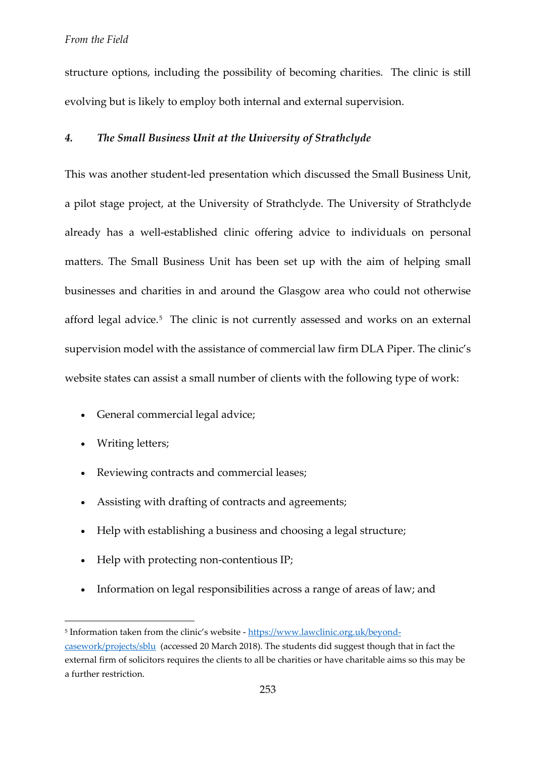structure options, including the possibility of becoming charities. The clinic is still evolving but is likely to employ both internal and external supervision.

### *4. The Small Business Unit at the University of Strathclyde*

This was another student-led presentation which discussed the Small Business Unit, a pilot stage project, at the University of Strathclyde. The University of Strathclyde already has a well-established clinic offering advice to individuals on personal matters. The Small Business Unit has been set up with the aim of helping small businesses and charities in and around the Glasgow area who could not otherwise afford legal advice.[5] The clinic is not currently assessed and works on an external supervision model with the assistance of commercial law firm DLA Piper. The clinic's website states can assist a small number of clients with the following type of work:

- General commercial legal advice;
- Writing letters;
- Reviewing contracts and commercial leases;
- Assisting with drafting of contracts and agreements;
- Help with establishing a business and choosing a legal structure;
- Help with protecting non-contentious IP;
- Information on legal responsibilities across a range of areas of law; and

---

[5] Information taken from the clinic's website - https://www.lawclinic.org.uk/beyond-casework/projects/sblu (accessed 20 March 2018). The students did suggest though that in fact the external firm of solicitors requires the clients to all be charities or have charitable aims so this may be a further restriction.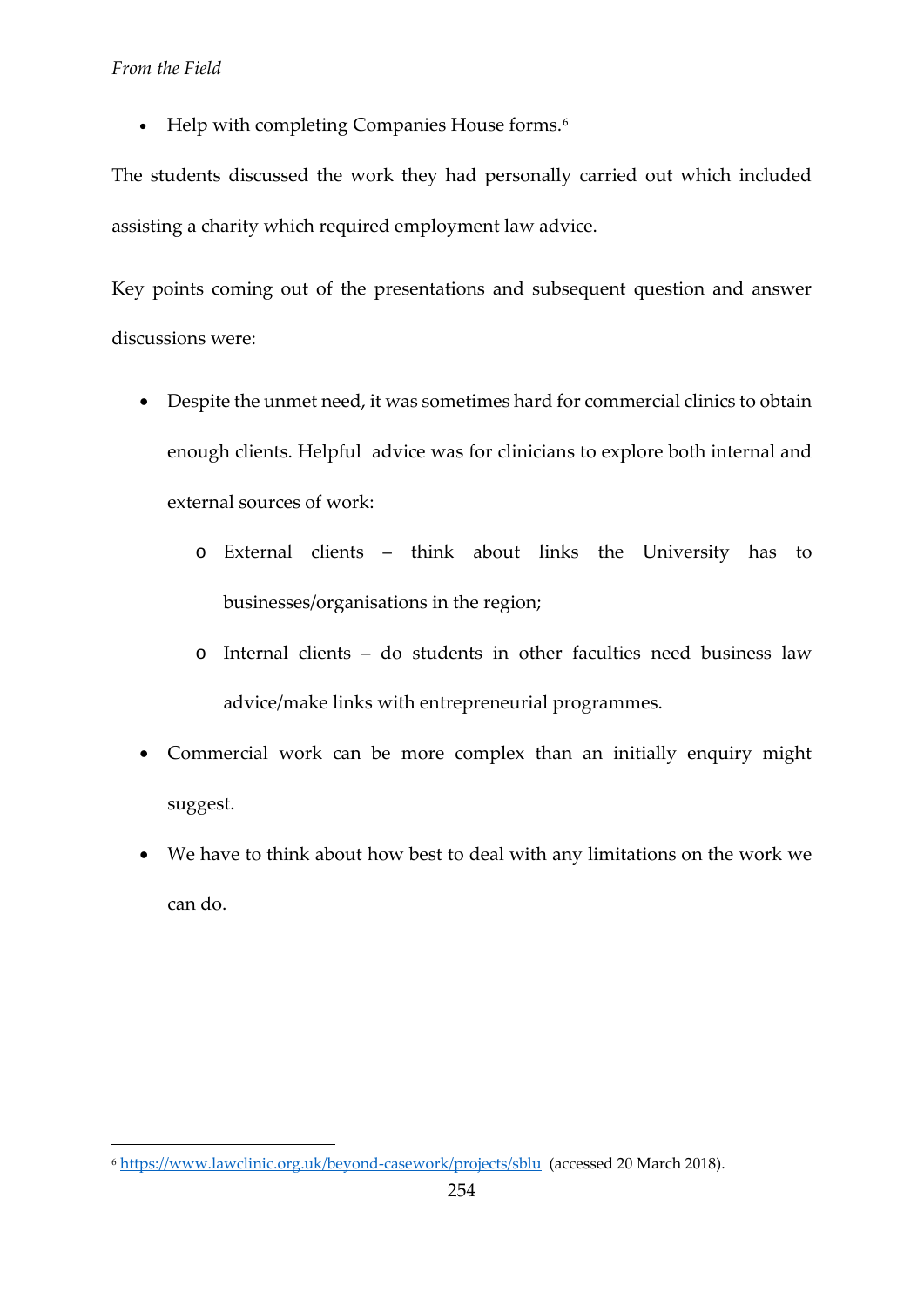- Help with completing Companies House forms.[6]

The students discussed the work they had personally carried out which included assisting a charity which required employment law advice.

Key points coming out of the presentations and subsequent question and answer discussions were:

- Despite the unmet need, it was sometimes hard for commercial clinics to obtain enough clients. Helpful advice was for clinicians to explore both internal and external sources of work:
    - External clients – think about links the University has to businesses/organisations in the region;
    - Internal clients – do students in other faculties need business law advice/make links with entrepreneurial programmes.
- Commercial work can be more complex than an initially enquiry might suggest.
- We have to think about how best to deal with any limitations on the work we can do.

[6] https://www.lawclinic.org.uk/beyond-casework/projects/sblu (accessed 20 March 2018).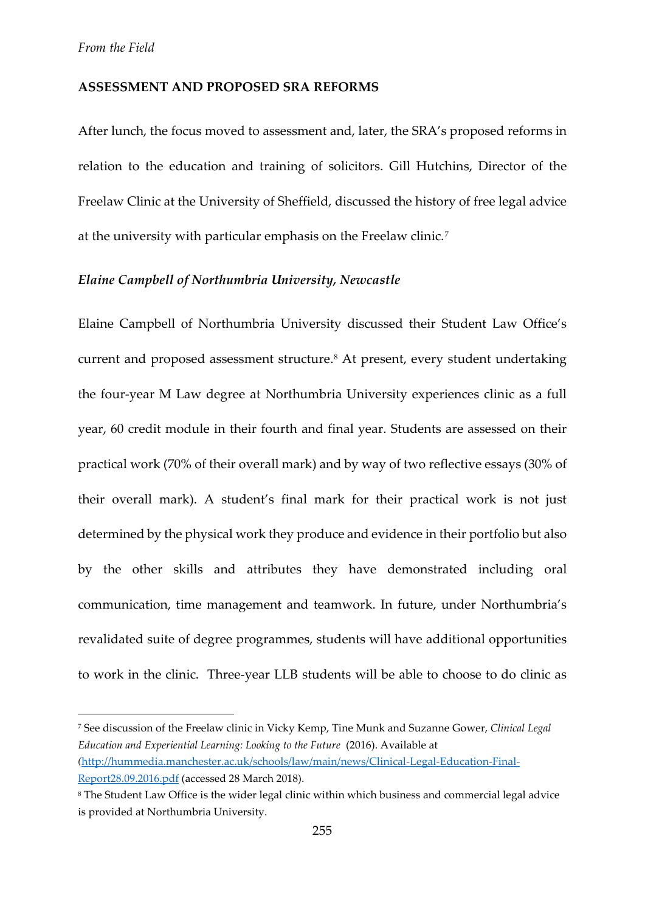## ASSESSMENT AND PROPOSED SRA REFORMS

After lunch, the focus moved to assessment and, later, the SRA's proposed reforms in relation to the education and training of solicitors. Gill Hutchins, Director of the Freelaw Clinic at the University of Sheffield, discussed the history of free legal advice at the university with particular emphasis on the Freelaw clinic.[7]

### *Elaine Campbell of Northumbria University, Newcastle*

Elaine Campbell of Northumbria University discussed their Student Law Office's current and proposed assessment structure.[8] At present, every student undertaking the four-year M Law degree at Northumbria University experiences clinic as a full year, 60 credit module in their fourth and final year. Students are assessed on their practical work (70% of their overall mark) and by way of two reflective essays (30% of their overall mark). A student's final mark for their practical work is not just determined by the physical work they produce and evidence in their portfolio but also by the other skills and attributes they have demonstrated including oral communication, time management and teamwork. In future, under Northumbria's revalidated suite of degree programmes, students will have additional opportunities to work in the clinic. Three-year LLB students will be able to choose to do clinic as

---

[7] See discussion of the Freelaw clinic in Vicky Kemp, Tine Munk and Suzanne Gower, *Clinical Legal Education and Experiential Learning: Looking to the Future* (2016). Available at (http://hummedia.manchester.ac.uk/schools/law/main/news/Clinical-Legal-Education-Final-Report28.09.2016.pdf (accessed 28 March 2018).

[8] The Student Law Office is the wider legal clinic within which business and commercial legal advice is provided at Northumbria University.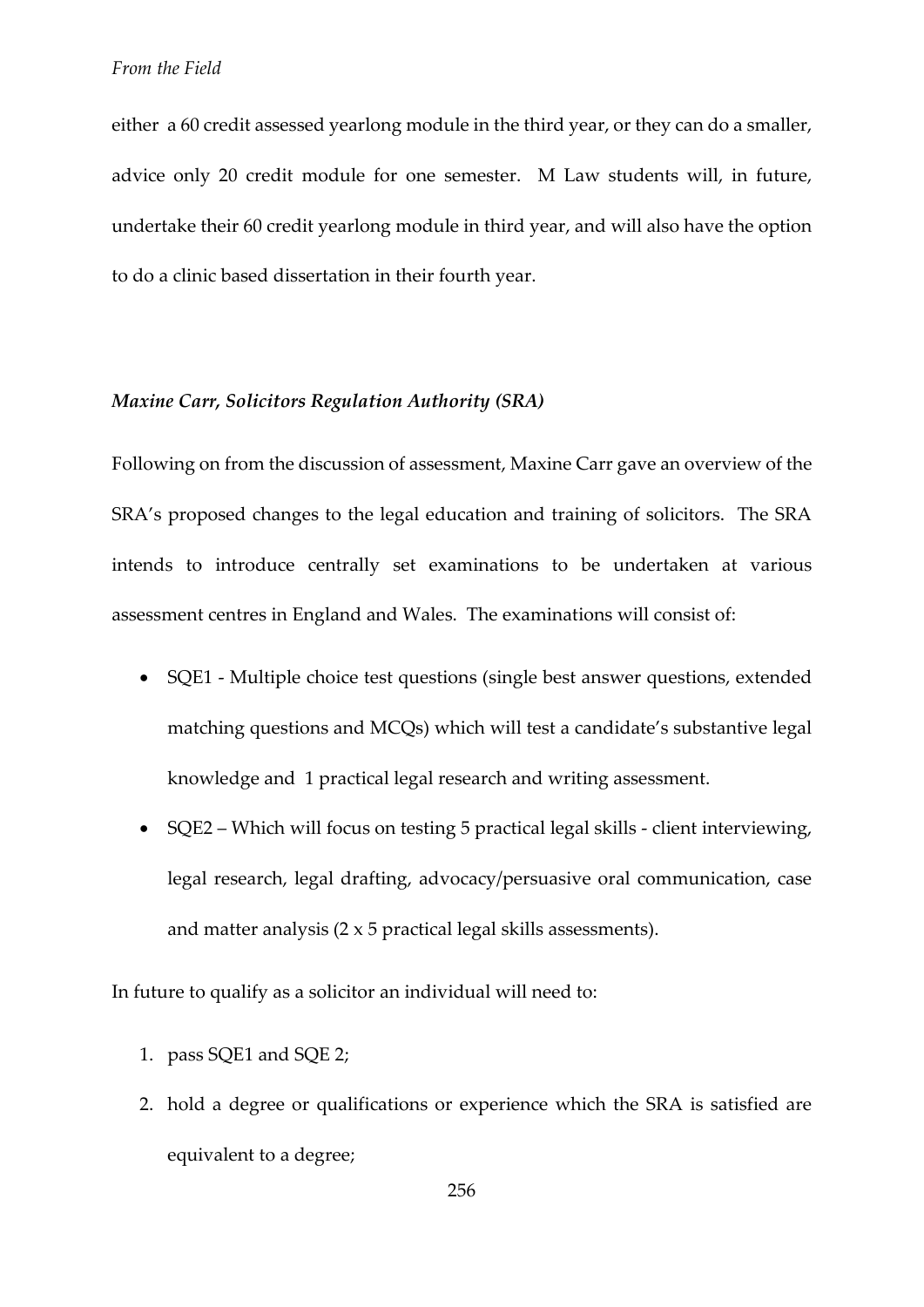either a 60 credit assessed yearlong module in the third year, or they can do a smaller, advice only 20 credit module for one semester. M Law students will, in future, undertake their 60 credit yearlong module in third year, and will also have the option to do a clinic based dissertation in their fourth year.

***Maxine Carr, Solicitors Regulation Authority (SRA)***

Following on from the discussion of assessment, Maxine Carr gave an overview of the SRA's proposed changes to the legal education and training of solicitors. The SRA intends to introduce centrally set examinations to be undertaken at various assessment centres in England and Wales. The examinations will consist of:

- SQE1 - Multiple choice test questions (single best answer questions, extended matching questions and MCQs) which will test a candidate's substantive legal knowledge and 1 practical legal research and writing assessment.
- SQE2 – Which will focus on testing 5 practical legal skills - client interviewing, legal research, legal drafting, advocacy/persuasive oral communication, case and matter analysis (2 x 5 practical legal skills assessments).

In future to qualify as a solicitor an individual will need to:

1. pass SQE1 and SQE 2;
2. hold a degree or qualifications or experience which the SRA is satisfied are equivalent to a degree;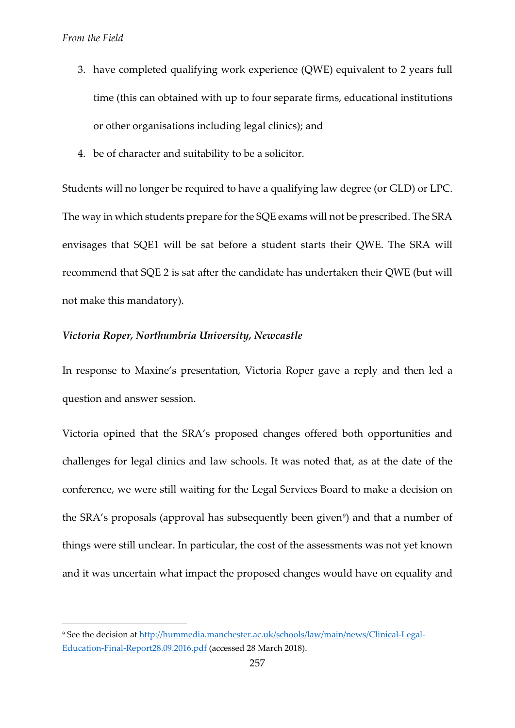3. have completed qualifying work experience (QWE) equivalent to 2 years full time (this can obtained with up to four separate firms, educational institutions or other organisations including legal clinics); and
4. be of character and suitability to be a solicitor.

Students will no longer be required to have a qualifying law degree (or GLD) or LPC. The way in which students prepare for the SQE exams will not be prescribed. The SRA envisages that SQE1 will be sat before a student starts their QWE. The SRA will recommend that SQE 2 is sat after the candidate has undertaken their QWE (but will not make this mandatory).

***Victoria Roper, Northumbria University, Newcastle***

In response to Maxine's presentation, Victoria Roper gave a reply and then led a question and answer session.

Victoria opined that the SRA's proposed changes offered both opportunities and challenges for legal clinics and law schools. It was noted that, as at the date of the conference, we were still waiting for the Legal Services Board to make a decision on the SRA's proposals (approval has subsequently been given[9]) and that a number of things were still unclear. In particular, the cost of the assessments was not yet known and it was uncertain what impact the proposed changes would have on equality and

[9] See the decision at http://hummedia.manchester.ac.uk/schools/law/main/news/Clinical-Legal-Education-Final-Report28.09.2016.pdf (accessed 28 March 2018).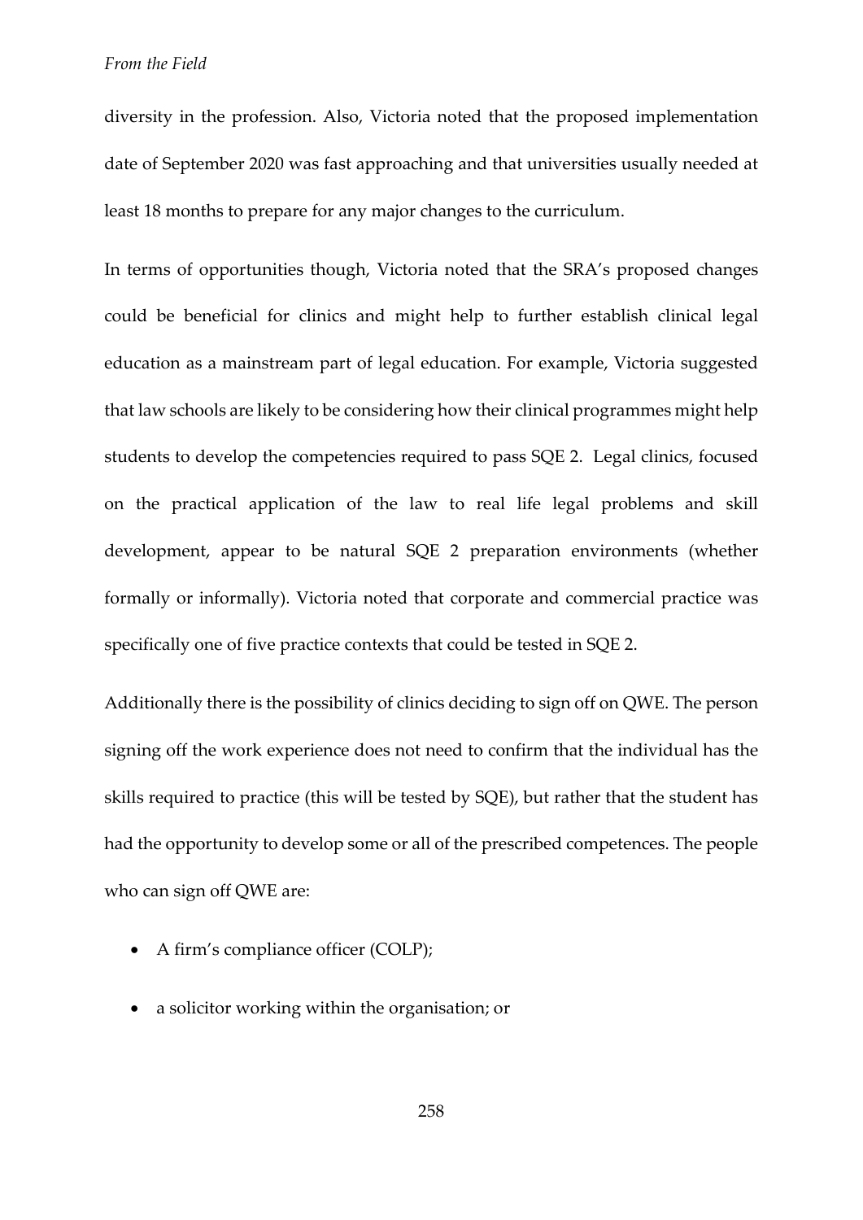diversity in the profession. Also, Victoria noted that the proposed implementation date of September 2020 was fast approaching and that universities usually needed at least 18 months to prepare for any major changes to the curriculum.

In terms of opportunities though, Victoria noted that the SRA's proposed changes could be beneficial for clinics and might help to further establish clinical legal education as a mainstream part of legal education. For example, Victoria suggested that law schools are likely to be considering how their clinical programmes might help students to develop the competencies required to pass SQE 2. Legal clinics, focused on the practical application of the law to real life legal problems and skill development, appear to be natural SQE 2 preparation environments (whether formally or informally). Victoria noted that corporate and commercial practice was specifically one of five practice contexts that could be tested in SQE 2.

Additionally there is the possibility of clinics deciding to sign off on QWE. The person signing off the work experience does not need to confirm that the individual has the skills required to practice (this will be tested by SQE), but rather that the student has had the opportunity to develop some or all of the prescribed competences. The people who can sign off QWE are:

- A firm's compliance officer (COLP);
- a solicitor working within the organisation; or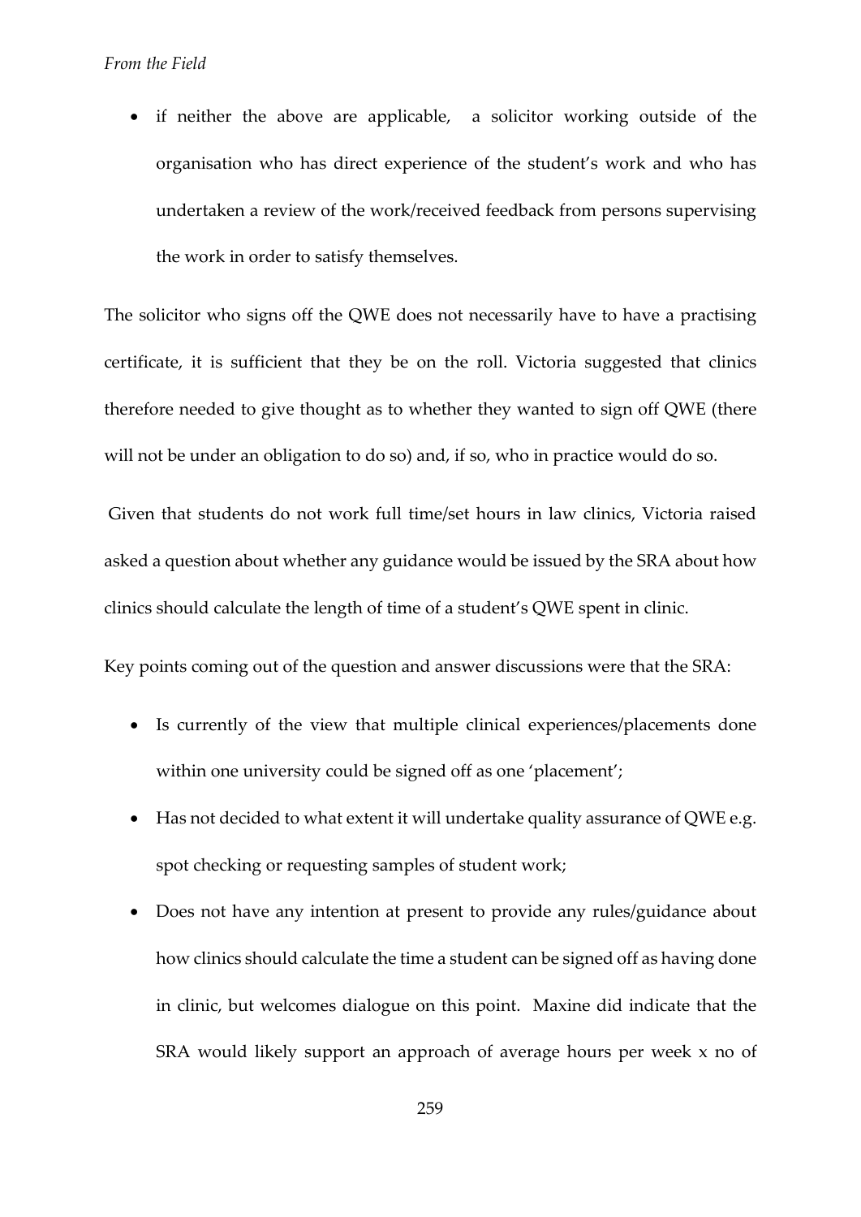- if neither the above are applicable, a solicitor working outside of the organisation who has direct experience of the student's work and who has undertaken a review of the work/received feedback from persons supervising the work in order to satisfy themselves.

The solicitor who signs off the QWE does not necessarily have to have a practising certificate, it is sufficient that they be on the roll. Victoria suggested that clinics therefore needed to give thought as to whether they wanted to sign off QWE (there will not be under an obligation to do so) and, if so, who in practice would do so.

Given that students do not work full time/set hours in law clinics, Victoria raised asked a question about whether any guidance would be issued by the SRA about how clinics should calculate the length of time of a student's QWE spent in clinic.

Key points coming out of the question and answer discussions were that the SRA:

- Is currently of the view that multiple clinical experiences/placements done within one university could be signed off as one 'placement';
- Has not decided to what extent it will undertake quality assurance of QWE e.g. spot checking or requesting samples of student work;
- Does not have any intention at present to provide any rules/guidance about how clinics should calculate the time a student can be signed off as having done in clinic, but welcomes dialogue on this point. Maxine did indicate that the SRA would likely support an approach of average hours per week x no of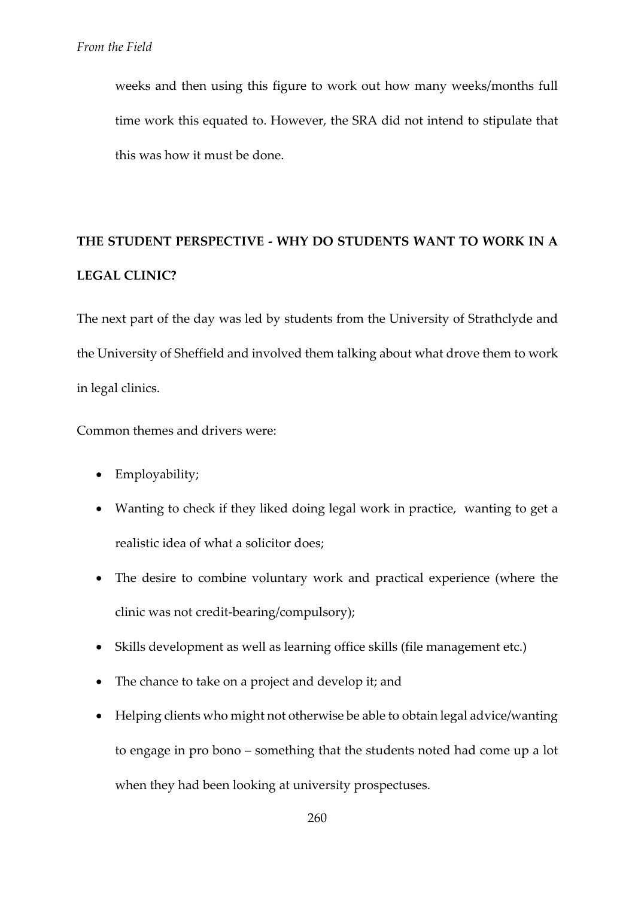weeks and then using this figure to work out how many weeks/months full time work this equated to. However, the SRA did not intend to stipulate that this was how it must be done.

## THE STUDENT PERSPECTIVE - WHY DO STUDENTS WANT TO WORK IN A LEGAL CLINIC?

The next part of the day was led by students from the University of Strathclyde and the University of Sheffield and involved them talking about what drove them to work in legal clinics.

Common themes and drivers were:

- Employability;
- Wanting to check if they liked doing legal work in practice, wanting to get a realistic idea of what a solicitor does;
- The desire to combine voluntary work and practical experience (where the clinic was not credit-bearing/compulsory);
- Skills development as well as learning office skills (file management etc.)
- The chance to take on a project and develop it; and
- Helping clients who might not otherwise be able to obtain legal advice/wanting to engage in pro bono – something that the students noted had come up a lot when they had been looking at university prospectuses.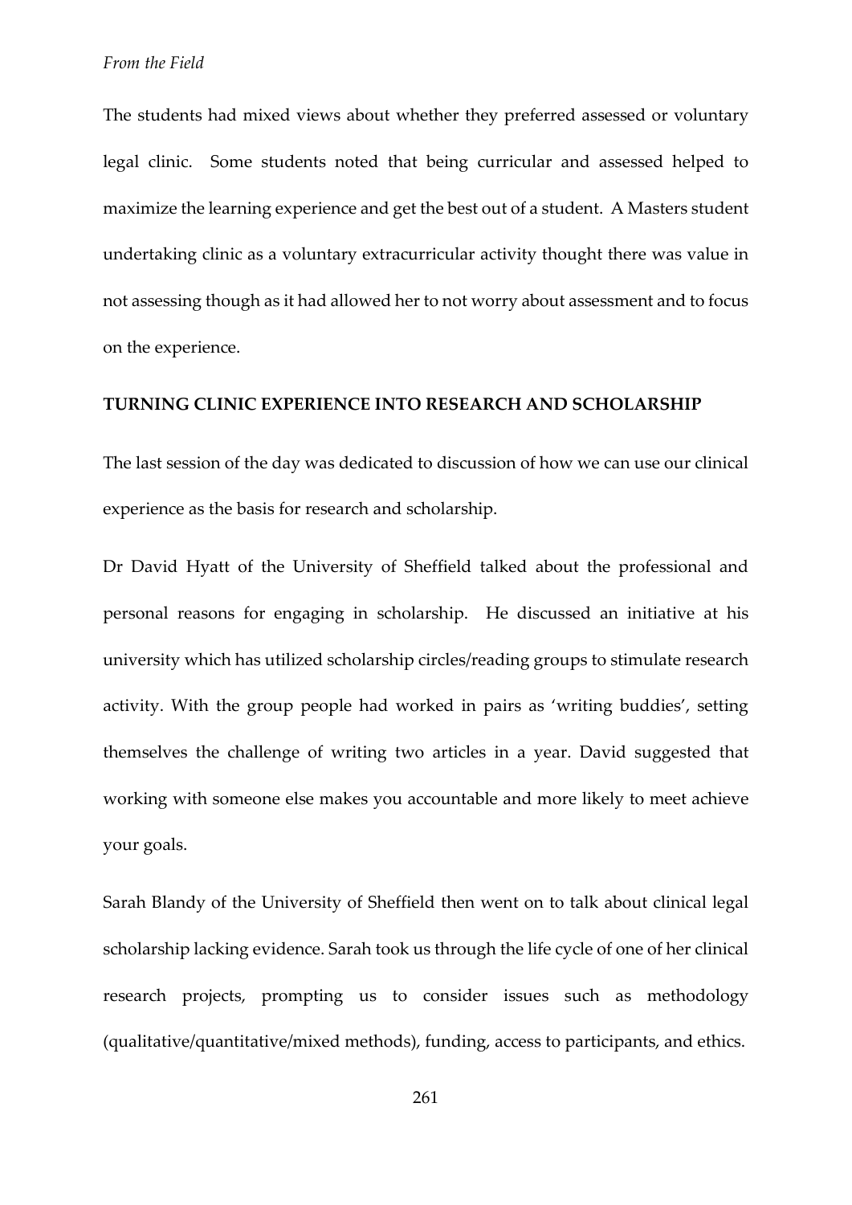The students had mixed views about whether they preferred assessed or voluntary legal clinic. Some students noted that being curricular and assessed helped to maximize the learning experience and get the best out of a student. A Masters student undertaking clinic as a voluntary extracurricular activity thought there was value in not assessing though as it had allowed her to not worry about assessment and to focus on the experience.

## TURNING CLINIC EXPERIENCE INTO RESEARCH AND SCHOLARSHIP

The last session of the day was dedicated to discussion of how we can use our clinical experience as the basis for research and scholarship.

Dr David Hyatt of the University of Sheffield talked about the professional and personal reasons for engaging in scholarship. He discussed an initiative at his university which has utilized scholarship circles/reading groups to stimulate research activity. With the group people had worked in pairs as 'writing buddies', setting themselves the challenge of writing two articles in a year. David suggested that working with someone else makes you accountable and more likely to meet achieve your goals.

Sarah Blandy of the University of Sheffield then went on to talk about clinical legal scholarship lacking evidence. Sarah took us through the life cycle of one of her clinical research projects, prompting us to consider issues such as methodology (qualitative/quantitative/mixed methods), funding, access to participants, and ethics.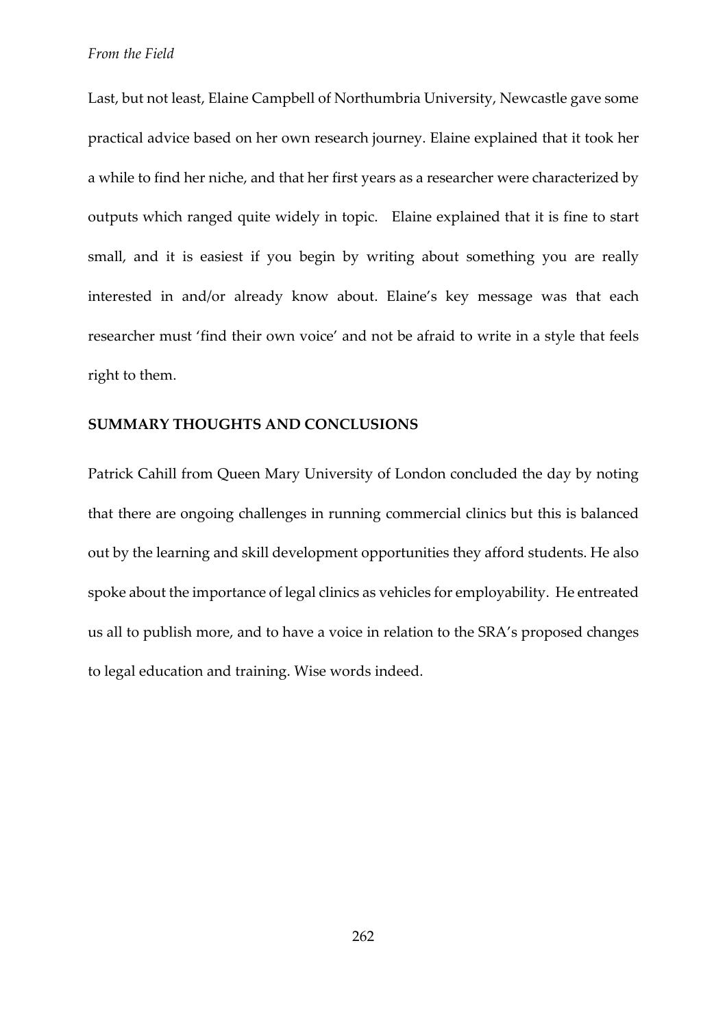Last, but not least, Elaine Campbell of Northumbria University, Newcastle gave some practical advice based on her own research journey. Elaine explained that it took her a while to find her niche, and that her first years as a researcher were characterized by outputs which ranged quite widely in topic. Elaine explained that it is fine to start small, and it is easiest if you begin by writing about something you are really interested in and/or already know about. Elaine's key message was that each researcher must 'find their own voice' and not be afraid to write in a style that feels right to them.

## SUMMARY THOUGHTS AND CONCLUSIONS

Patrick Cahill from Queen Mary University of London concluded the day by noting that there are ongoing challenges in running commercial clinics but this is balanced out by the learning and skill development opportunities they afford students. He also spoke about the importance of legal clinics as vehicles for employability. He entreated us all to publish more, and to have a voice in relation to the SRA's proposed changes to legal education and training. Wise words indeed.